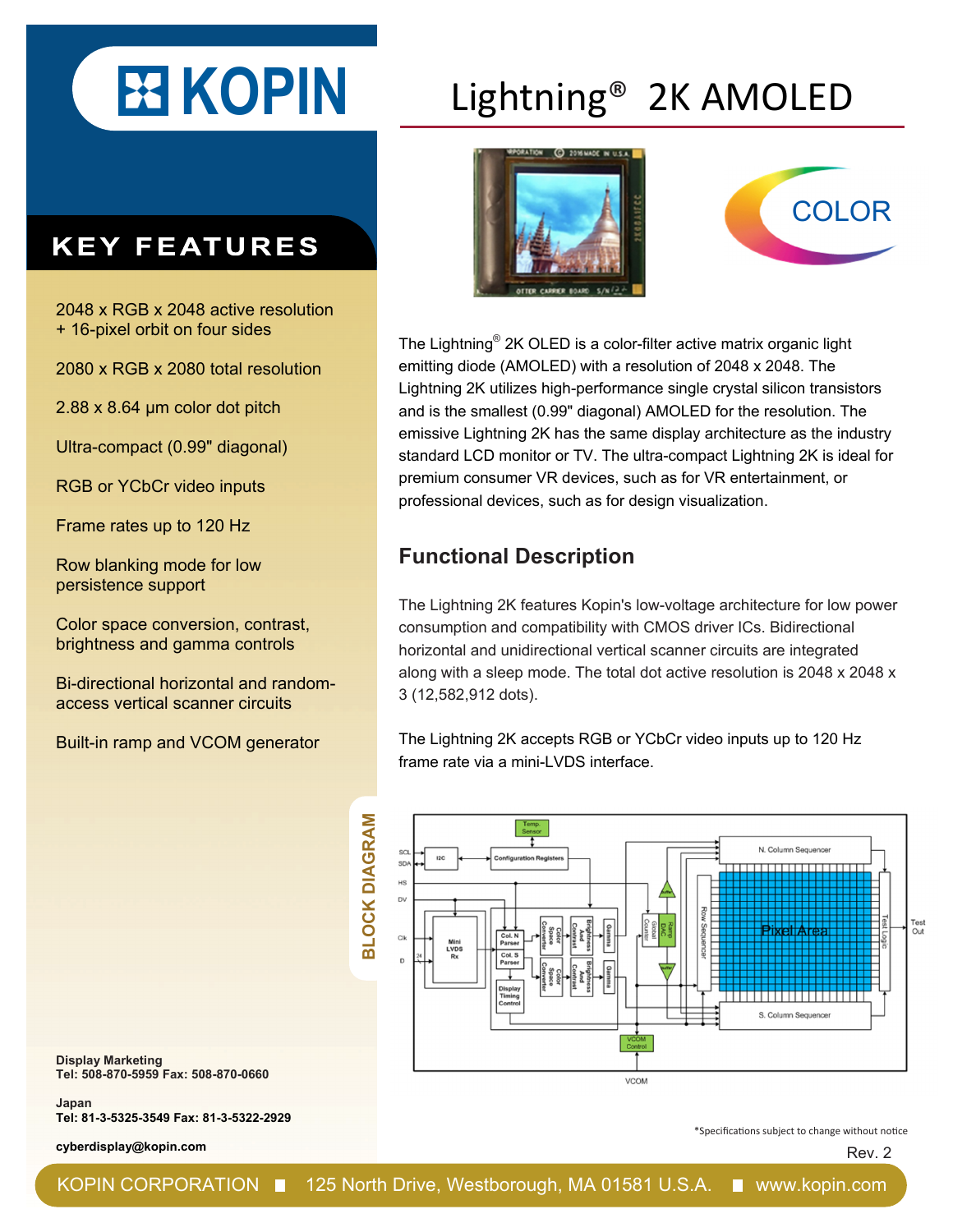# Lightning® 2K AMOLED

## KEY FEATURES

- 2048 x RGB x 2048 active resolution + 16-pixel orbit on four sides
- 2080 x RGB x 2080 total resolution
- 2.88 x 8.64 µm color dot pitch
- Ultra-compact (0.99" diagonal)
- RGB or YCbCr video inputs
- Frame rates up to 120 Hz
- Row blanking mode for low persistence support
- Color space conversion, contrast, brightness and gamma controls
- Bi-directional horizontal and random-access vertical scanner circuits
- Built-in ramp and VCOM generator

The Lightning® 2K OLED is a color-filter active matrix organic light emitting diode (AMOLED) with a resolution of 2048 x 2048. The Lightning 2K utilizes high-performance single crystal silicon transistors and is the smallest (0.99" diagonal) AMOLED for the resolution. The emissive Lightning 2K has the same display architecture as the industry standard LCD monitor or TV. The ultra-compact Lightning 2K is ideal for premium consumer VR devices, such as for VR entertainment, or professional devices, such as for design visualization.

## Functional Description

The Lightning 2K features Kopin's low-voltage architecture for low power consumption and compatibility with CMOS driver ICs. Bidirectional horizontal and unidirectional vertical scanner circuits are integrated along with a sleep mode. The total dot active resolution is 2048 x 2048 x 3 (12,582,912 dots).

The Lightning 2K accepts RGB or YCbCr video inputs up to 120 Hz frame rate via a mini-LVDS interface.

## BLOCK DIAGRAM

**Display Marketing**
**Tel: 508-870-5959 Fax: 508-870-0660**

**Japan**
**Tel: 81-3-5325-3549 Fax: 81-3-5322-2929**

**cyberdisplay@kopin.com**

*Specifications subject to change without notice

Rev. 2

KOPIN CORPORATION ■ 125 North Drive, Westborough, MA 01581 U.S.A. ■ www.kopin.com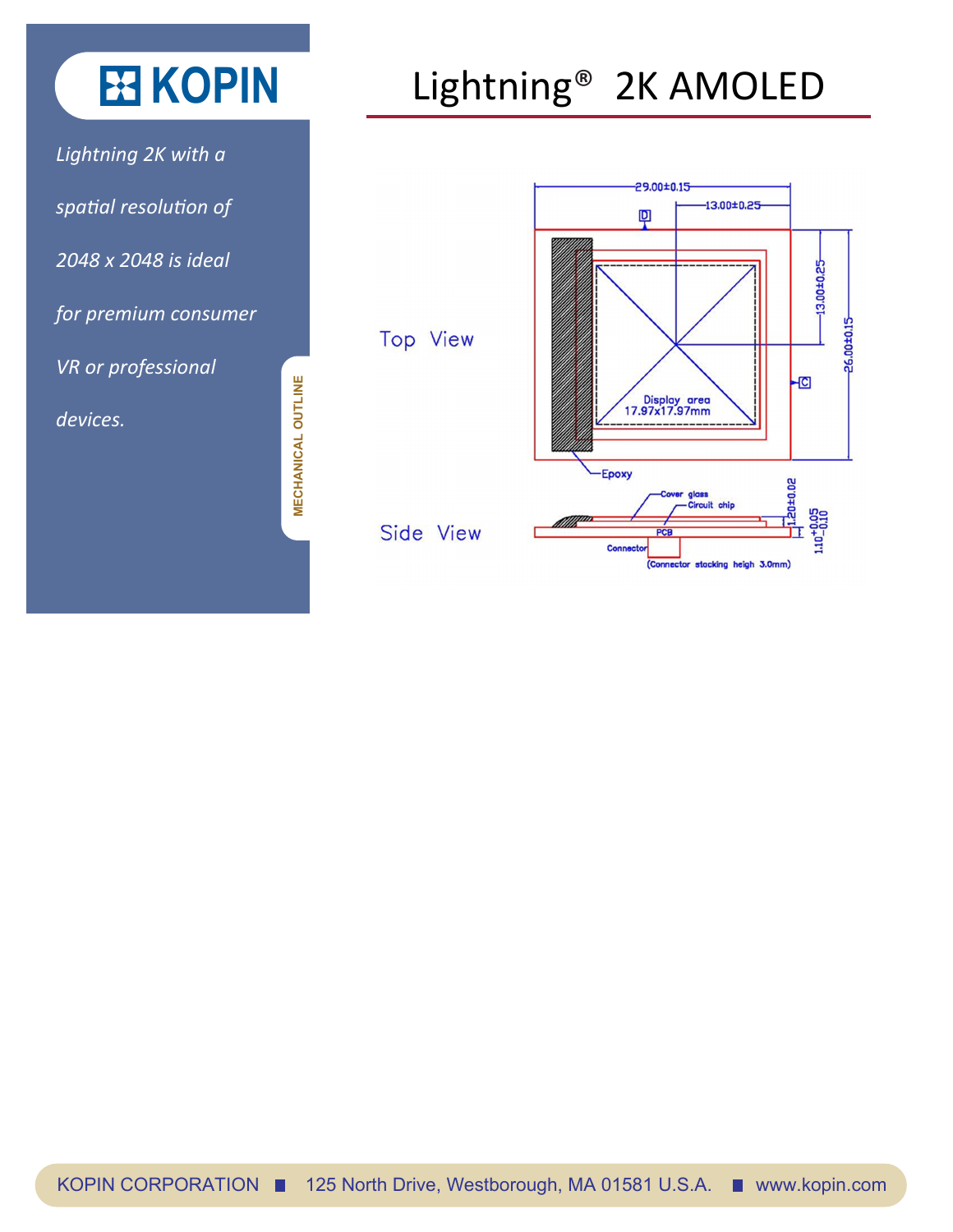# Lightning® 2K AMOLED

*Lightning 2K with a spatial resolution of 2048 x 2048 is ideal for premium consumer VR or professional devices.*

MECHANICAL OUTLINE

Top View

29.00±0.15
13.00±0.25
D
13.00±0.25
26.00±0.15
C
Display area
17.97x17.97mm
Epoxy

Side View

Cover glass
Circuit chip
PCB
Connector
(Connector stacking heigh 3.0mm)
1.20±0.02
1.10 +0.05 -0.10

KOPIN CORPORATION ■ 125 North Drive, Westborough, MA 01581 U.S.A. ■ www.kopin.com